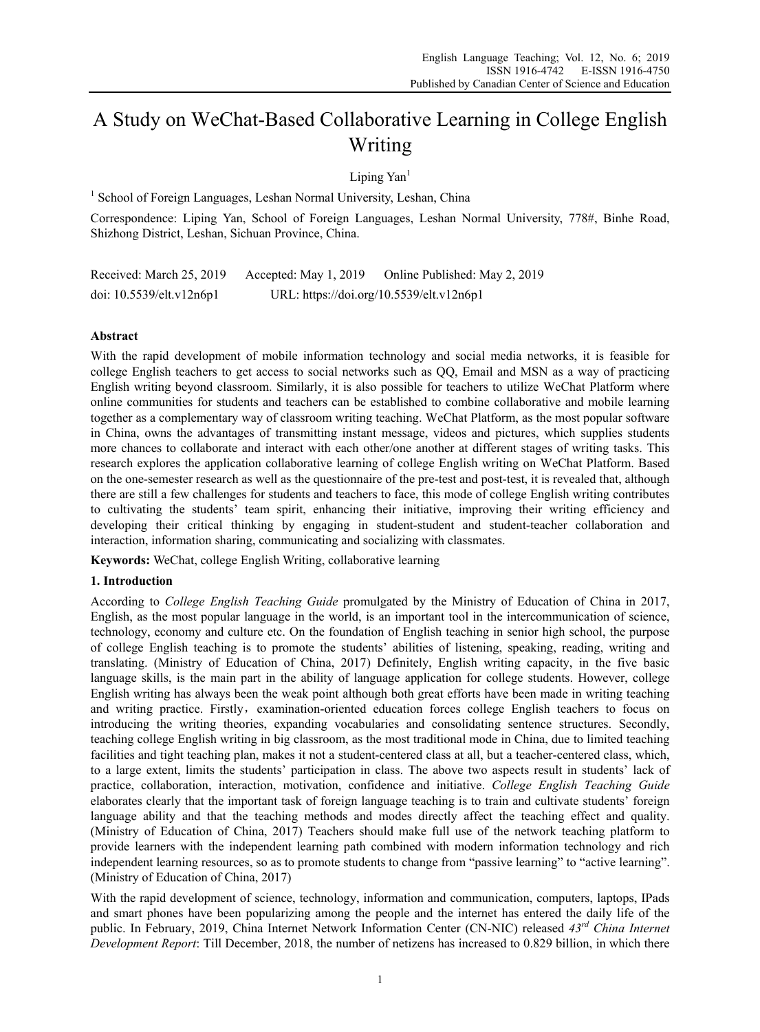# A Study on WeChat-Based Collaborative Learning in College English Writing

Liping Yan[1]

[1] School of Foreign Languages, Leshan Normal University, Leshan, China

Correspondence: Liping Yan, School of Foreign Languages, Leshan Normal University, 778#, Binhe Road, Shizhong District, Leshan, Sichuan Province, China.

Received: March 25, 2019 Accepted: May 1, 2019 Online Published: May 2, 2019

doi: 10.5539/elt.v12n6p1 URL: https://doi.org/10.5539/elt.v12n6p1

## Abstract

With the rapid development of mobile information technology and social media networks, it is feasible for college English teachers to get access to social networks such as QQ, Email and MSN as a way of practicing English writing beyond classroom. Similarly, it is also possible for teachers to utilize WeChat Platform where online communities for students and teachers can be established to combine collaborative and mobile learning together as a complementary way of classroom writing teaching. WeChat Platform, as the most popular software in China, owns the advantages of transmitting instant message, videos and pictures, which supplies students more chances to collaborate and interact with each other/one another at different stages of writing tasks. This research explores the application collaborative learning of college English writing on WeChat Platform. Based on the one-semester research as well as the questionnaire of the pre-test and post-test, it is revealed that, although there are still a few challenges for students and teachers to face, this mode of college English writing contributes to cultivating the students' team spirit, enhancing their initiative, improving their writing efficiency and developing their critical thinking by engaging in student-student and student-teacher collaboration and interaction, information sharing, communicating and socializing with classmates.

**Keywords:** WeChat, college English Writing, collaborative learning

## 1. Introduction

According to *College English Teaching Guide* promulgated by the Ministry of Education of China in 2017, English, as the most popular language in the world, is an important tool in the intercommunication of science, technology, economy and culture etc. On the foundation of English teaching in senior high school, the purpose of college English teaching is to promote the students' abilities of listening, speaking, reading, writing and translating. (Ministry of Education of China, 2017) Definitely, English writing capacity, in the five basic language skills, is the main part in the ability of language application for college students. However, college English writing has always been the weak point although both great efforts have been made in writing teaching and writing practice. Firstly，examination-oriented education forces college English teachers to focus on introducing the writing theories, expanding vocabularies and consolidating sentence structures. Secondly, teaching college English writing in big classroom, as the most traditional mode in China, due to limited teaching facilities and tight teaching plan, makes it not a student-centered class at all, but a teacher-centered class, which, to a large extent, limits the students' participation in class. The above two aspects result in students' lack of practice, collaboration, interaction, motivation, confidence and initiative. *College English Teaching Guide* elaborates clearly that the important task of foreign language teaching is to train and cultivate students' foreign language ability and that the teaching methods and modes directly affect the teaching effect and quality. (Ministry of Education of China, 2017) Teachers should make full use of the network teaching platform to provide learners with the independent learning path combined with modern information technology and rich independent learning resources, so as to promote students to change from "passive learning" to "active learning". (Ministry of Education of China, 2017)

With the rapid development of science, technology, information and communication, computers, laptops, IPads and smart phones have been popularizing among the people and the internet has entered the daily life of the public. In February, 2019, China Internet Network Information Center (CN-NIC) released *43rd China Internet Development Report*: Till December, 2018, the number of netizens has increased to 0.829 billion, in which there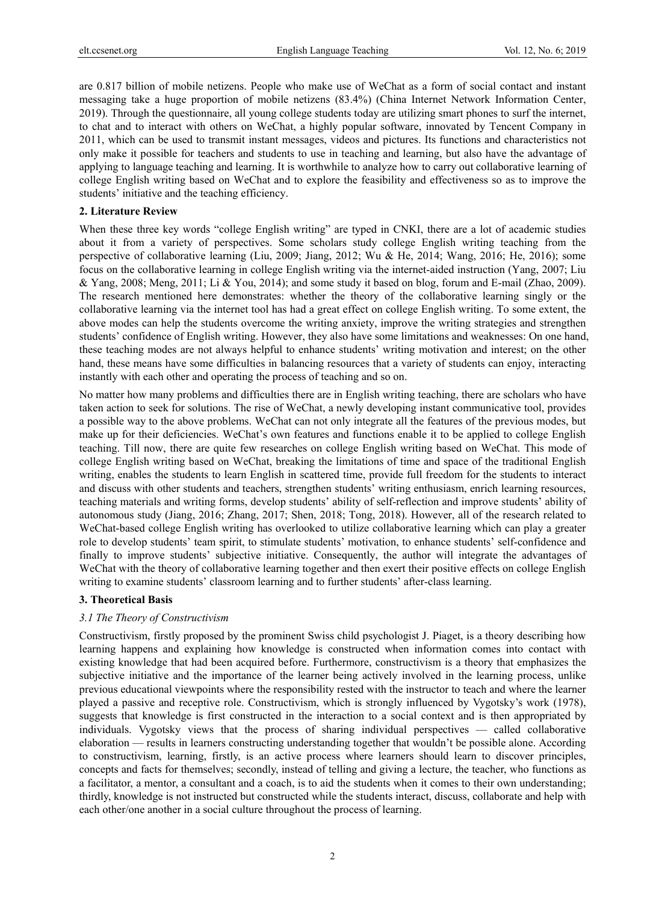are 0.817 billion of mobile netizens. People who make use of WeChat as a form of social contact and instant messaging take a huge proportion of mobile netizens (83.4%) (China Internet Network Information Center, 2019). Through the questionnaire, all young college students today are utilizing smart phones to surf the internet, to chat and to interact with others on WeChat, a highly popular software, innovated by Tencent Company in 2011, which can be used to transmit instant messages, videos and pictures. Its functions and characteristics not only make it possible for teachers and students to use in teaching and learning, but also have the advantage of applying to language teaching and learning. It is worthwhile to analyze how to carry out collaborative learning of college English writing based on WeChat and to explore the feasibility and effectiveness so as to improve the students' initiative and the teaching efficiency.

## 2. Literature Review

When these three key words "college English writing" are typed in CNKI, there are a lot of academic studies about it from a variety of perspectives. Some scholars study college English writing teaching from the perspective of collaborative learning (Liu, 2009; Jiang, 2012; Wu & He, 2014; Wang, 2016; He, 2016); some focus on the collaborative learning in college English writing via the internet-aided instruction (Yang, 2007; Liu & Yang, 2008; Meng, 2011; Li & You, 2014); and some study it based on blog, forum and E-mail (Zhao, 2009). The research mentioned here demonstrates: whether the theory of the collaborative learning singly or the collaborative learning via the internet tool has had a great effect on college English writing. To some extent, the above modes can help the students overcome the writing anxiety, improve the writing strategies and strengthen students' confidence of English writing. However, they also have some limitations and weaknesses: On one hand, these teaching modes are not always helpful to enhance students' writing motivation and interest; on the other hand, these means have some difficulties in balancing resources that a variety of students can enjoy, interacting instantly with each other and operating the process of teaching and so on.

No matter how many problems and difficulties there are in English writing teaching, there are scholars who have taken action to seek for solutions. The rise of WeChat, a newly developing instant communicative tool, provides a possible way to the above problems. WeChat can not only integrate all the features of the previous modes, but make up for their deficiencies. WeChat's own features and functions enable it to be applied to college English teaching. Till now, there are quite few researches on college English writing based on WeChat. This mode of college English writing based on WeChat, breaking the limitations of time and space of the traditional English writing, enables the students to learn English in scattered time, provide full freedom for the students to interact and discuss with other students and teachers, strengthen students' writing enthusiasm, enrich learning resources, teaching materials and writing forms, develop students' ability of self-reflection and improve students' ability of autonomous study (Jiang, 2016; Zhang, 2017; Shen, 2018; Tong, 2018). However, all of the research related to WeChat-based college English writing has overlooked to utilize collaborative learning which can play a greater role to develop students' team spirit, to stimulate students' motivation, to enhance students' self-confidence and finally to improve students' subjective initiative. Consequently, the author will integrate the advantages of WeChat with the theory of collaborative learning together and then exert their positive effects on college English writing to examine students' classroom learning and to further students' after-class learning.

## 3. Theoretical Basis

### *3.1 The Theory of Constructivism*

Constructivism, firstly proposed by the prominent Swiss child psychologist J. Piaget, is a theory describing how learning happens and explaining how knowledge is constructed when information comes into contact with existing knowledge that had been acquired before. Furthermore, constructivism is a theory that emphasizes the subjective initiative and the importance of the learner being actively involved in the learning process, unlike previous educational viewpoints where the responsibility rested with the instructor to teach and where the learner played a passive and receptive role. Constructivism, which is strongly influenced by Vygotsky's work (1978), suggests that knowledge is first constructed in the interaction to a social context and is then appropriated by individuals. Vygotsky views that the process of sharing individual perspectives — called collaborative elaboration — results in learners constructing understanding together that wouldn't be possible alone. According to constructivism, learning, firstly, is an active process where learners should learn to discover principles, concepts and facts for themselves; secondly, instead of telling and giving a lecture, the teacher, who functions as a facilitator, a mentor, a consultant and a coach, is to aid the students when it comes to their own understanding; thirdly, knowledge is not instructed but constructed while the students interact, discuss, collaborate and help with each other/one another in a social culture throughout the process of learning.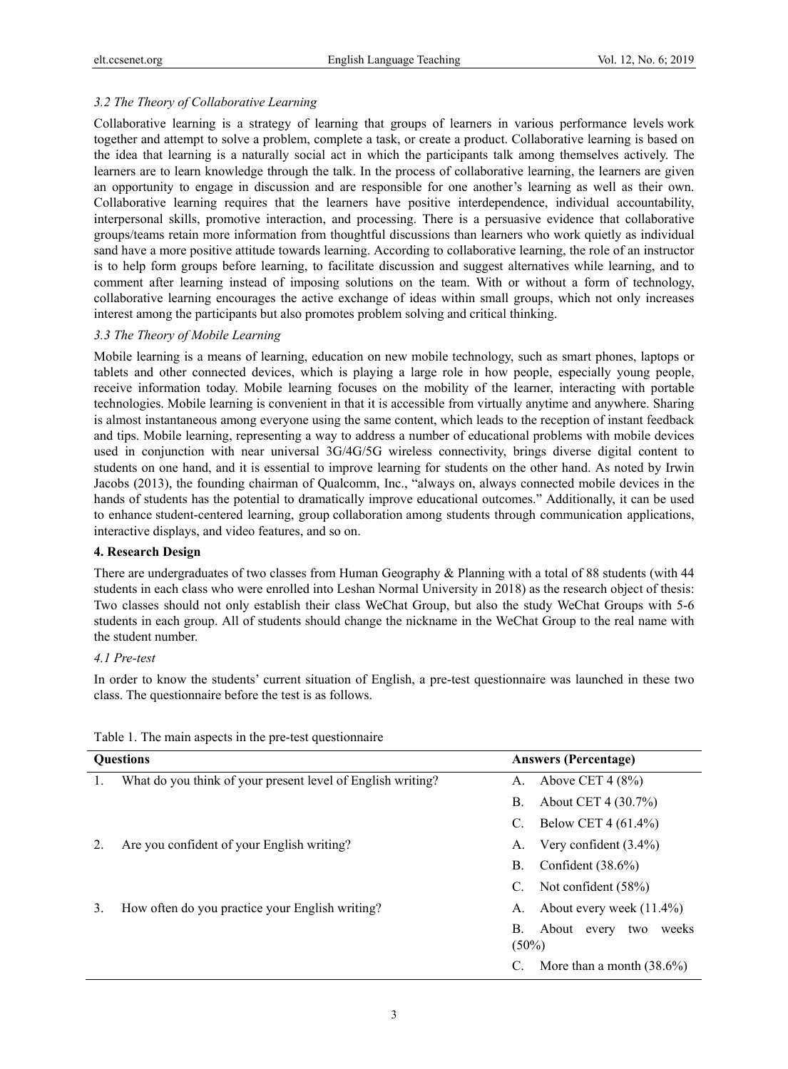### 3.2 The Theory of Collaborative Learning

Collaborative learning is a strategy of learning that groups of learners in various performance levels work together and attempt to solve a problem, complete a task, or create a product. Collaborative learning is based on the idea that learning is a naturally social act in which the participants talk among themselves actively. The learners are to learn knowledge through the talk. In the process of collaborative learning, the learners are given an opportunity to engage in discussion and are responsible for one another's learning as well as their own. Collaborative learning requires that the learners have positive interdependence, individual accountability, interpersonal skills, promotive interaction, and processing. There is a persuasive evidence that collaborative groups/teams retain more information from thoughtful discussions than learners who work quietly as individual sand have a more positive attitude towards learning. According to collaborative learning, the role of an instructor is to help form groups before learning, to facilitate discussion and suggest alternatives while learning, and to comment after learning instead of imposing solutions on the team. With or without a form of technology, collaborative learning encourages the active exchange of ideas within small groups, which not only increases interest among the participants but also promotes problem solving and critical thinking.

### 3.3 The Theory of Mobile Learning

Mobile learning is a means of learning, education on new mobile technology, such as smart phones, laptops or tablets and other connected devices, which is playing a large role in how people, especially young people, receive information today. Mobile learning focuses on the mobility of the learner, interacting with portable technologies. Mobile learning is convenient in that it is accessible from virtually anytime and anywhere. Sharing is almost instantaneous among everyone using the same content, which leads to the reception of instant feedback and tips. Mobile learning, representing a way to address a number of educational problems with mobile devices used in conjunction with near universal 3G/4G/5G wireless connectivity, brings diverse digital content to students on one hand, and it is essential to improve learning for students on the other hand. As noted by Irwin Jacobs (2013), the founding chairman of Qualcomm, Inc., "always on, always connected mobile devices in the hands of students has the potential to dramatically improve educational outcomes." Additionally, it can be used to enhance student-centered learning, group collaboration among students through communication applications, interactive displays, and video features, and so on.

## 4. Research Design

There are undergraduates of two classes from Human Geography & Planning with a total of 88 students (with 44 students in each class who were enrolled into Leshan Normal University in 2018) as the research object of thesis: Two classes should not only establish their class WeChat Group, but also the study WeChat Groups with 5-6 students in each group. All of students should change the nickname in the WeChat Group to the real name with the student number.

### 4.1 Pre-test

In order to know the students' current situation of English, a pre-test questionnaire was launched in these two class. The questionnaire before the test is as follows.

Table 1. The main aspects in the pre-test questionnaire

| Questions | Answers (Percentage) |
|---|---|
| 1. What do you think of your present level of English writing? | A. Above CET 4 (8%) |
| | B. About CET 4 (30.7%) |
| | C. Below CET 4 (61.4%) |
| 2. Are you confident of your English writing? | A. Very confident (3.4%) |
| | B. Confident (38.6%) |
| | C. Not confident (58%) |
| 3. How often do you practice your English writing? | A. About every week (11.4%) |
| | B. About every two weeks (50%) |
| | C. More than a month (38.6%) |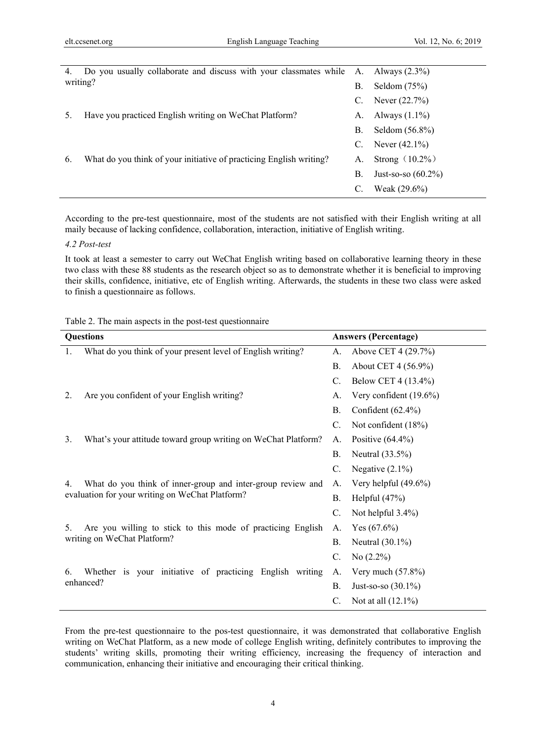| | |
|---|---|
| 4. Do you usually collaborate and discuss with your classmates while writing? | A. Always (2.3%) |
| | B. Seldom (75%) |
| | C. Never (22.7%) |
| 5. Have you practiced English writing on WeChat Platform? | A. Always (1.1%) |
| | B. Seldom (56.8%) |
| | C. Never (42.1%) |
| 6. What do you think of your initiative of practicing English writing? | A. Strong（10.2%） |
| | B. Just-so-so (60.2%) |
| | C. Weak (29.6%) |

According to the pre-test questionnaire, most of the students are not satisfied with their English writing at all maily because of lacking confidence, collaboration, interaction, initiative of English writing.

*4.2 Post-test*

It took at least a semester to carry out WeChat English writing based on collaborative learning theory in these two class with these 88 students as the research object so as to demonstrate whether it is beneficial to improving their skills, confidence, initiative, etc of English writing. Afterwards, the students in these two class were asked to finish a questionnaire as follows.

Table 2. The main aspects in the post-test questionnaire

| **Questions** | **Answers (Percentage)** |
|---|---|
| 1. What do you think of your present level of English writing? | A. Above CET 4 (29.7%) |
| | B. About CET 4 (56.9%) |
| | C. Below CET 4 (13.4%) |
| 2. Are you confident of your English writing? | A. Very confident (19.6%) |
| | B. Confident (62.4%) |
| | C. Not confident (18%) |
| 3. What's your attitude toward group writing on WeChat Platform? | A. Positive (64.4%) |
| | B. Neutral (33.5%) |
| | C. Negative (2.1%) |
| 4. What do you think of inner-group and inter-group review and evaluation for your writing on WeChat Platform? | A. Very helpful (49.6%) |
| | B. Helpful (47%) |
| | C. Not helpful 3.4%) |
| 5. Are you willing to stick to this mode of practicing English writing on WeChat Platform? | A. Yes (67.6%) |
| | B. Neutral (30.1%) |
| | C. No (2.2%) |
| 6. Whether is your initiative of practicing English writing enhanced? | A. Very much (57.8%) |
| | B. Just-so-so (30.1%) |
| | C. Not at all (12.1%) |

From the pre-test questionnaire to the pos-test questionnaire, it was demonstrated that collaborative English writing on WeChat Platform, as a new mode of college English writing, definitely contributes to improving the students' writing skills, promoting their writing efficiency, increasing the frequency of interaction and communication, enhancing their initiative and encouraging their critical thinking.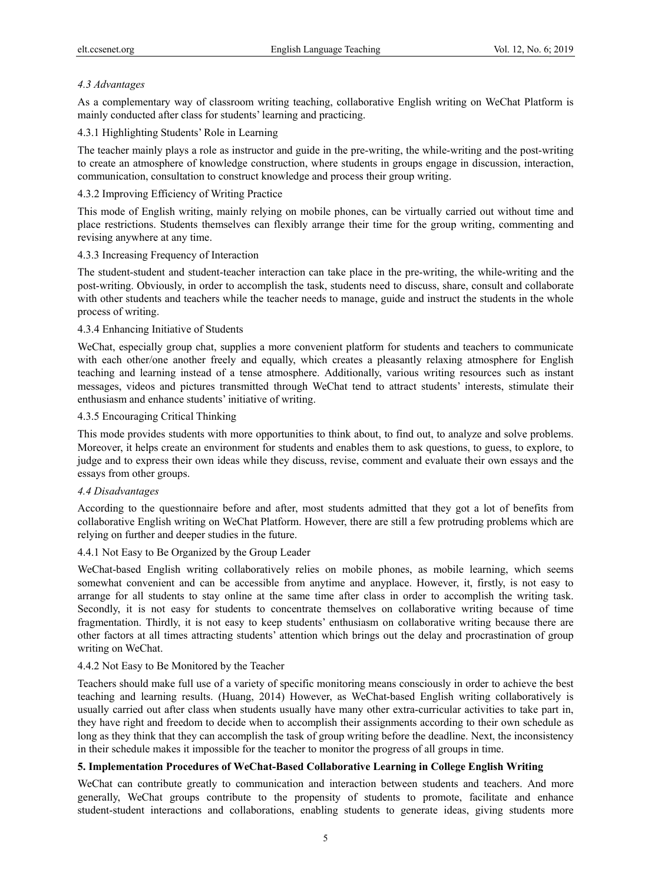### *4.3 Advantages*

As a complementary way of classroom writing teaching, collaborative English writing on WeChat Platform is mainly conducted after class for students' learning and practicing.

#### 4.3.1 Highlighting Students' Role in Learning

The teacher mainly plays a role as instructor and guide in the pre-writing, the while-writing and the post-writing to create an atmosphere of knowledge construction, where students in groups engage in discussion, interaction, communication, consultation to construct knowledge and process their group writing.

#### 4.3.2 Improving Efficiency of Writing Practice

This mode of English writing, mainly relying on mobile phones, can be virtually carried out without time and place restrictions. Students themselves can flexibly arrange their time for the group writing, commenting and revising anywhere at any time.

#### 4.3.3 Increasing Frequency of Interaction

The student-student and student-teacher interaction can take place in the pre-writing, the while-writing and the post-writing. Obviously, in order to accomplish the task, students need to discuss, share, consult and collaborate with other students and teachers while the teacher needs to manage, guide and instruct the students in the whole process of writing.

#### 4.3.4 Enhancing Initiative of Students

WeChat, especially group chat, supplies a more convenient platform for students and teachers to communicate with each other/one another freely and equally, which creates a pleasantly relaxing atmosphere for English teaching and learning instead of a tense atmosphere. Additionally, various writing resources such as instant messages, videos and pictures transmitted through WeChat tend to attract students' interests, stimulate their enthusiasm and enhance students' initiative of writing.

#### 4.3.5 Encouraging Critical Thinking

This mode provides students with more opportunities to think about, to find out, to analyze and solve problems. Moreover, it helps create an environment for students and enables them to ask questions, to guess, to explore, to judge and to express their own ideas while they discuss, revise, comment and evaluate their own essays and the essays from other groups.

### *4.4 Disadvantages*

According to the questionnaire before and after, most students admitted that they got a lot of benefits from collaborative English writing on WeChat Platform. However, there are still a few protruding problems which are relying on further and deeper studies in the future.

#### 4.4.1 Not Easy to Be Organized by the Group Leader

WeChat-based English writing collaboratively relies on mobile phones, as mobile learning, which seems somewhat convenient and can be accessible from anytime and anyplace. However, it, firstly, is not easy to arrange for all students to stay online at the same time after class in order to accomplish the writing task. Secondly, it is not easy for students to concentrate themselves on collaborative writing because of time fragmentation. Thirdly, it is not easy to keep students' enthusiasm on collaborative writing because there are other factors at all times attracting students' attention which brings out the delay and procrastination of group writing on WeChat.

#### 4.4.2 Not Easy to Be Monitored by the Teacher

Teachers should make full use of a variety of specific monitoring means consciously in order to achieve the best teaching and learning results. (Huang, 2014) However, as WeChat-based English writing collaboratively is usually carried out after class when students usually have many other extra-curricular activities to take part in, they have right and freedom to decide when to accomplish their assignments according to their own schedule as long as they think that they can accomplish the task of group writing before the deadline. Next, the inconsistency in their schedule makes it impossible for the teacher to monitor the progress of all groups in time.

## 5. Implementation Procedures of WeChat-Based Collaborative Learning in College English Writing

WeChat can contribute greatly to communication and interaction between students and teachers. And more generally, WeChat groups contribute to the propensity of students to promote, facilitate and enhance student-student interactions and collaborations, enabling students to generate ideas, giving students more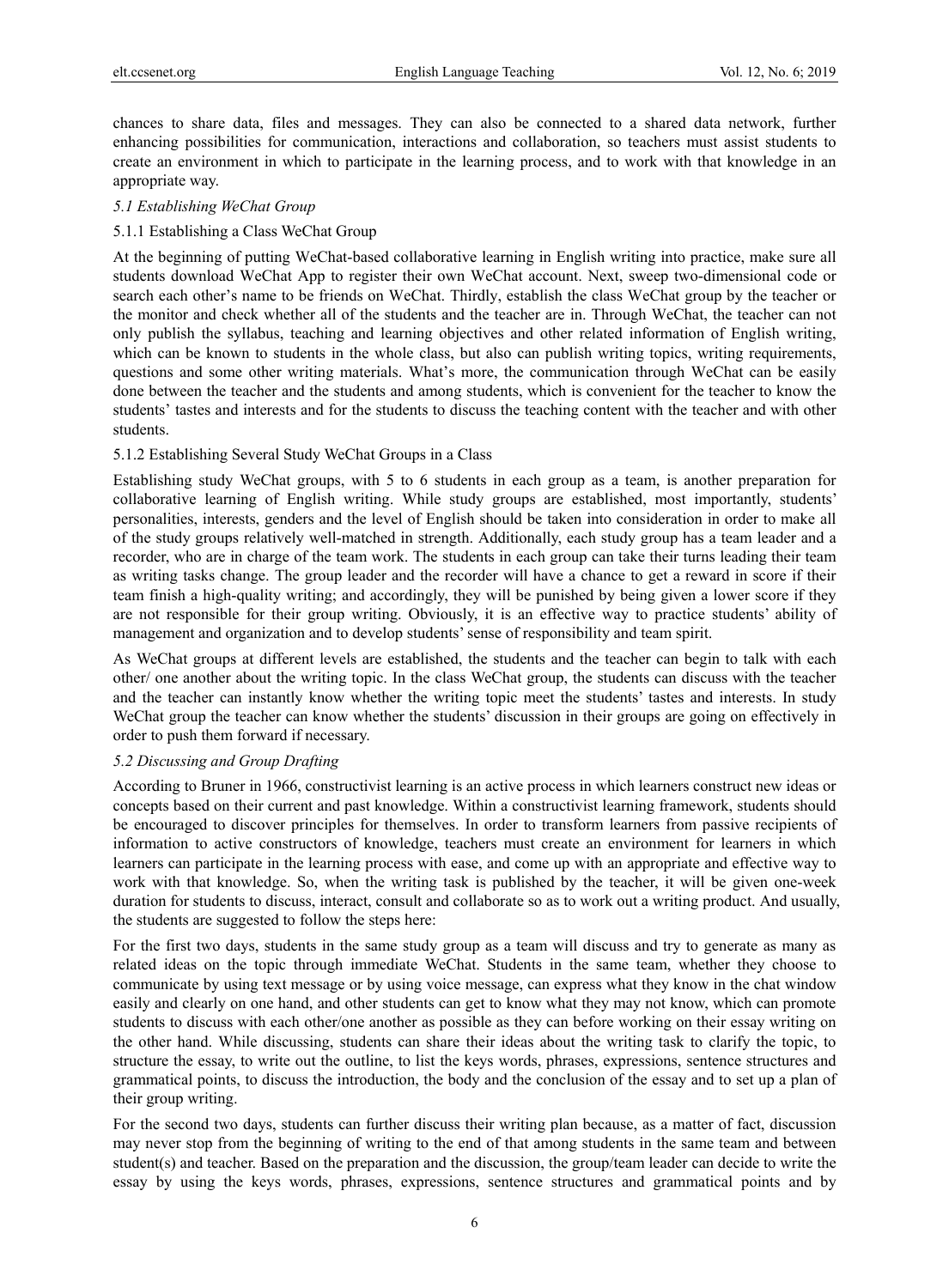chances to share data, files and messages. They can also be connected to a shared data network, further enhancing possibilities for communication, interactions and collaboration, so teachers must assist students to create an environment in which to participate in the learning process, and to work with that knowledge in an appropriate way.

### *5.1 Establishing WeChat Group*

#### 5.1.1 Establishing a Class WeChat Group

At the beginning of putting WeChat-based collaborative learning in English writing into practice, make sure all students download WeChat App to register their own WeChat account. Next, sweep two-dimensional code or search each other's name to be friends on WeChat. Thirdly, establish the class WeChat group by the teacher or the monitor and check whether all of the students and the teacher are in. Through WeChat, the teacher can not only publish the syllabus, teaching and learning objectives and other related information of English writing, which can be known to students in the whole class, but also can publish writing topics, writing requirements, questions and some other writing materials. What's more, the communication through WeChat can be easily done between the teacher and the students and among students, which is convenient for the teacher to know the students' tastes and interests and for the students to discuss the teaching content with the teacher and with other students.

#### 5.1.2 Establishing Several Study WeChat Groups in a Class

Establishing study WeChat groups, with 5 to 6 students in each group as a team, is another preparation for collaborative learning of English writing. While study groups are established, most importantly, students' personalities, interests, genders and the level of English should be taken into consideration in order to make all of the study groups relatively well-matched in strength. Additionally, each study group has a team leader and a recorder, who are in charge of the team work. The students in each group can take their turns leading their team as writing tasks change. The group leader and the recorder will have a chance to get a reward in score if their team finish a high-quality writing; and accordingly, they will be punished by being given a lower score if they are not responsible for their group writing. Obviously, it is an effective way to practice students' ability of management and organization and to develop students' sense of responsibility and team spirit.

As WeChat groups at different levels are established, the students and the teacher can begin to talk with each other/ one another about the writing topic. In the class WeChat group, the students can discuss with the teacher and the teacher can instantly know whether the writing topic meet the students' tastes and interests. In study WeChat group the teacher can know whether the students' discussion in their groups are going on effectively in order to push them forward if necessary.

### *5.2 Discussing and Group Drafting*

According to Bruner in 1966, constructivist learning is an active process in which learners construct new ideas or concepts based on their current and past knowledge. Within a constructivist learning framework, students should be encouraged to discover principles for themselves. In order to transform learners from passive recipients of information to active constructors of knowledge, teachers must create an environment for learners in which learners can participate in the learning process with ease, and come up with an appropriate and effective way to work with that knowledge. So, when the writing task is published by the teacher, it will be given one-week duration for students to discuss, interact, consult and collaborate so as to work out a writing product. And usually, the students are suggested to follow the steps here:

For the first two days, students in the same study group as a team will discuss and try to generate as many as related ideas on the topic through immediate WeChat. Students in the same team, whether they choose to communicate by using text message or by using voice message, can express what they know in the chat window easily and clearly on one hand, and other students can get to know what they may not know, which can promote students to discuss with each other/one another as possible as they can before working on their essay writing on the other hand. While discussing, students can share their ideas about the writing task to clarify the topic, to structure the essay, to write out the outline, to list the keys words, phrases, expressions, sentence structures and grammatical points, to discuss the introduction, the body and the conclusion of the essay and to set up a plan of their group writing.

For the second two days, students can further discuss their writing plan because, as a matter of fact, discussion may never stop from the beginning of writing to the end of that among students in the same team and between student(s) and teacher. Based on the preparation and the discussion, the group/team leader can decide to write the essay by using the keys words, phrases, expressions, sentence structures and grammatical points and by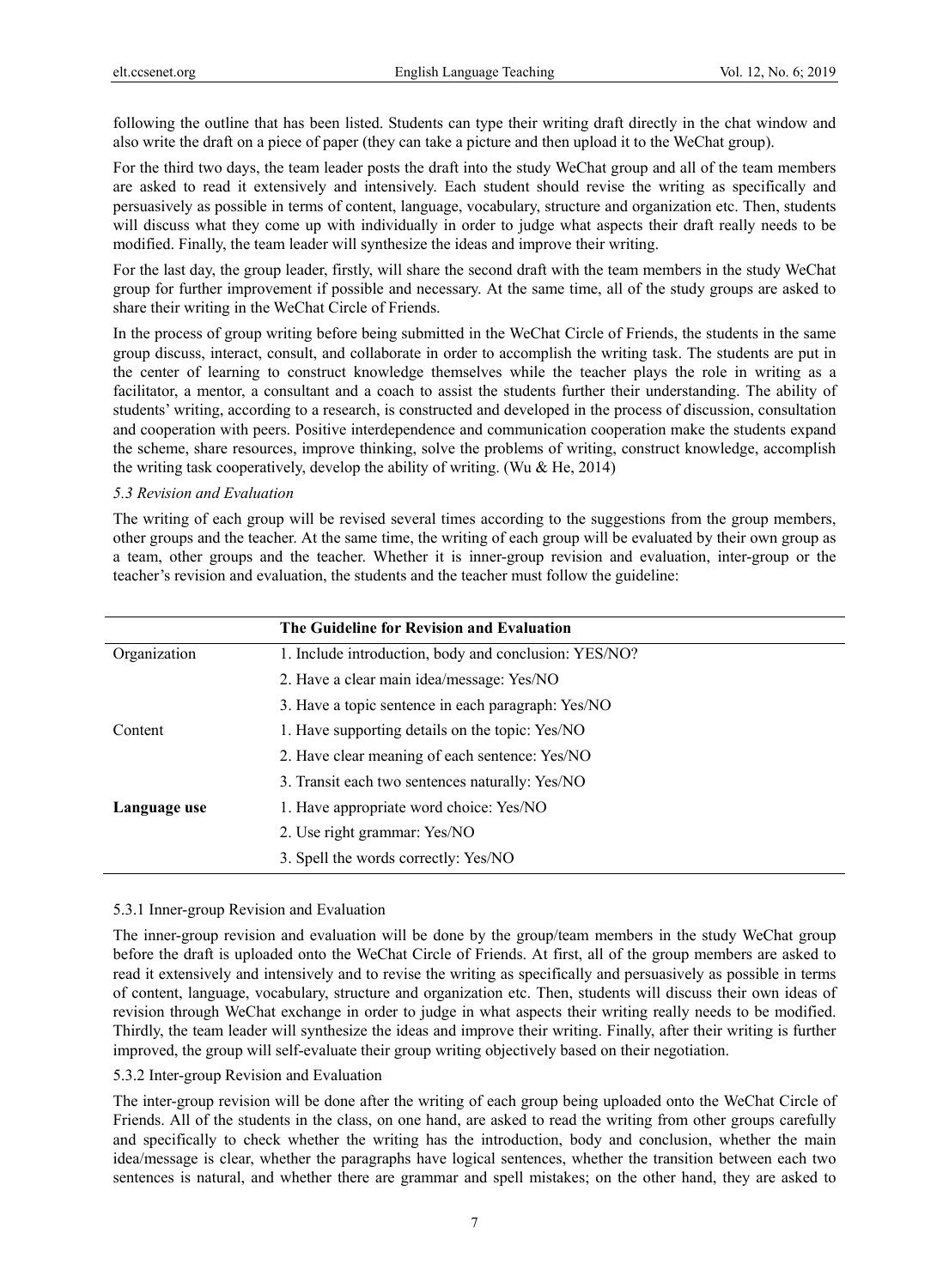following the outline that has been listed. Students can type their writing draft directly in the chat window and also write the draft on a piece of paper (they can take a picture and then upload it to the WeChat group).

For the third two days, the team leader posts the draft into the study WeChat group and all of the team members are asked to read it extensively and intensively. Each student should revise the writing as specifically and persuasively as possible in terms of content, language, vocabulary, structure and organization etc. Then, students will discuss what they come up with individually in order to judge what aspects their draft really needs to be modified. Finally, the team leader will synthesize the ideas and improve their writing.

For the last day, the group leader, firstly, will share the second draft with the team members in the study WeChat group for further improvement if possible and necessary. At the same time, all of the study groups are asked to share their writing in the WeChat Circle of Friends.

In the process of group writing before being submitted in the WeChat Circle of Friends, the students in the same group discuss, interact, consult, and collaborate in order to accomplish the writing task. The students are put in the center of learning to construct knowledge themselves while the teacher plays the role in writing as a facilitator, a mentor, a consultant and a coach to assist the students further their understanding. The ability of students' writing, according to a research, is constructed and developed in the process of discussion, consultation and cooperation with peers. Positive interdependence and communication cooperation make the students expand the scheme, share resources, improve thinking, solve the problems of writing, construct knowledge, accomplish the writing task cooperatively, develop the ability of writing. (Wu & He, 2014)

### *5.3 Revision and Evaluation*

The writing of each group will be revised several times according to the suggestions from the group members, other groups and the teacher. At the same time, the writing of each group will be evaluated by their own group as a team, other groups and the teacher. Whether it is inner-group revision and evaluation, inter-group or the teacher's revision and evaluation, the students and the teacher must follow the guideline:

| | **The Guideline for Revision and Evaluation** |
|---|---|
| Organization | 1. Include introduction, body and conclusion: YES/NO? |
| | 2. Have a clear main idea/message: Yes/NO |
| | 3. Have a topic sentence in each paragraph: Yes/NO |
| Content | 1. Have supporting details on the topic: Yes/NO |
| | 2. Have clear meaning of each sentence: Yes/NO |
| | 3. Transit each two sentences naturally: Yes/NO |
| **Language use** | 1. Have appropriate word choice: Yes/NO |
| | 2. Use right grammar: Yes/NO |
| | 3. Spell the words correctly: Yes/NO |

#### 5.3.1 Inner-group Revision and Evaluation

The inner-group revision and evaluation will be done by the group/team members in the study WeChat group before the draft is uploaded onto the WeChat Circle of Friends. At first, all of the group members are asked to read it extensively and intensively and to revise the writing as specifically and persuasively as possible in terms of content, language, vocabulary, structure and organization etc. Then, students will discuss their own ideas of revision through WeChat exchange in order to judge in what aspects their writing really needs to be modified. Thirdly, the team leader will synthesize the ideas and improve their writing. Finally, after their writing is further improved, the group will self-evaluate their group writing objectively based on their negotiation.

#### 5.3.2 Inter-group Revision and Evaluation

The inter-group revision will be done after the writing of each group being uploaded onto the WeChat Circle of Friends. All of the students in the class, on one hand, are asked to read the writing from other groups carefully and specifically to check whether the writing has the introduction, body and conclusion, whether the main idea/message is clear, whether the paragraphs have logical sentences, whether the transition between each two sentences is natural, and whether there are grammar and spell mistakes; on the other hand, they are asked to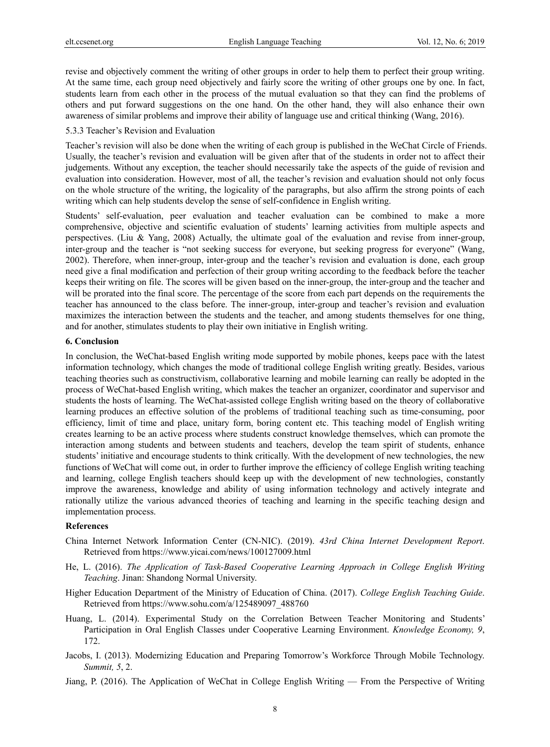revise and objectively comment the writing of other groups in order to help them to perfect their group writing. At the same time, each group need objectively and fairly score the writing of other groups one by one. In fact, students learn from each other in the process of the mutual evaluation so that they can find the problems of others and put forward suggestions on the one hand. On the other hand, they will also enhance their own awareness of similar problems and improve their ability of language use and critical thinking (Wang, 2016).

#### 5.3.3 Teacher's Revision and Evaluation

Teacher's revision will also be done when the writing of each group is published in the WeChat Circle of Friends. Usually, the teacher's revision and evaluation will be given after that of the students in order not to affect their judgements. Without any exception, the teacher should necessarily take the aspects of the guide of revision and evaluation into consideration. However, most of all, the teacher's revision and evaluation should not only focus on the whole structure of the writing, the logicality of the paragraphs, but also affirm the strong points of each writing which can help students develop the sense of self-confidence in English writing.

Students' self-evaluation, peer evaluation and teacher evaluation can be combined to make a more comprehensive, objective and scientific evaluation of students' learning activities from multiple aspects and perspectives. (Liu & Yang, 2008) Actually, the ultimate goal of the evaluation and revise from inner-group, inter-group and the teacher is "not seeking success for everyone, but seeking progress for everyone" (Wang, 2002). Therefore, when inner-group, inter-group and the teacher's revision and evaluation is done, each group need give a final modification and perfection of their group writing according to the feedback before the teacher keeps their writing on file. The scores will be given based on the inner-group, the inter-group and the teacher and will be prorated into the final score. The percentage of the score from each part depends on the requirements the teacher has announced to the class before. The inner-group, inter-group and teacher's revision and evaluation maximizes the interaction between the students and the teacher, and among students themselves for one thing, and for another, stimulates students to play their own initiative in English writing.

## 6. Conclusion

In conclusion, the WeChat-based English writing mode supported by mobile phones, keeps pace with the latest information technology, which changes the mode of traditional college English writing greatly. Besides, various teaching theories such as constructivism, collaborative learning and mobile learning can really be adopted in the process of WeChat-based English writing, which makes the teacher an organizer, coordinator and supervisor and students the hosts of learning. The WeChat-assisted college English writing based on the theory of collaborative learning produces an effective solution of the problems of traditional teaching such as time-consuming, poor efficiency, limit of time and place, unitary form, boring content etc. This teaching model of English writing creates learning to be an active process where students construct knowledge themselves, which can promote the interaction among students and between students and teachers, develop the team spirit of students, enhance students' initiative and encourage students to think critically. With the development of new technologies, the new functions of WeChat will come out, in order to further improve the efficiency of college English writing teaching and learning, college English teachers should keep up with the development of new technologies, constantly improve the awareness, knowledge and ability of using information technology and actively integrate and rationally utilize the various advanced theories of teaching and learning in the specific teaching design and implementation process.

## References

China Internet Network Information Center (CN-NIC). (2019). *43rd China Internet Development Report*. Retrieved from https://www.yicai.com/news/100127009.html

He, L. (2016). *The Application of Task-Based Cooperative Learning Approach in College English Writing Teaching*. Jinan: Shandong Normal University.

Higher Education Department of the Ministry of Education of China. (2017). *College English Teaching Guide*. Retrieved from https://www.sohu.com/a/125489097_488760

Huang, L. (2014). Experimental Study on the Correlation Between Teacher Monitoring and Students' Participation in Oral English Classes under Cooperative Learning Environment. *Knowledge Economy, 9*, 172.

Jacobs, I. (2013). Modernizing Education and Preparing Tomorrow's Workforce Through Mobile Technology. *Summit, 5*, 2.

Jiang, P. (2016). The Application of WeChat in College English Writing — From the Perspective of Writing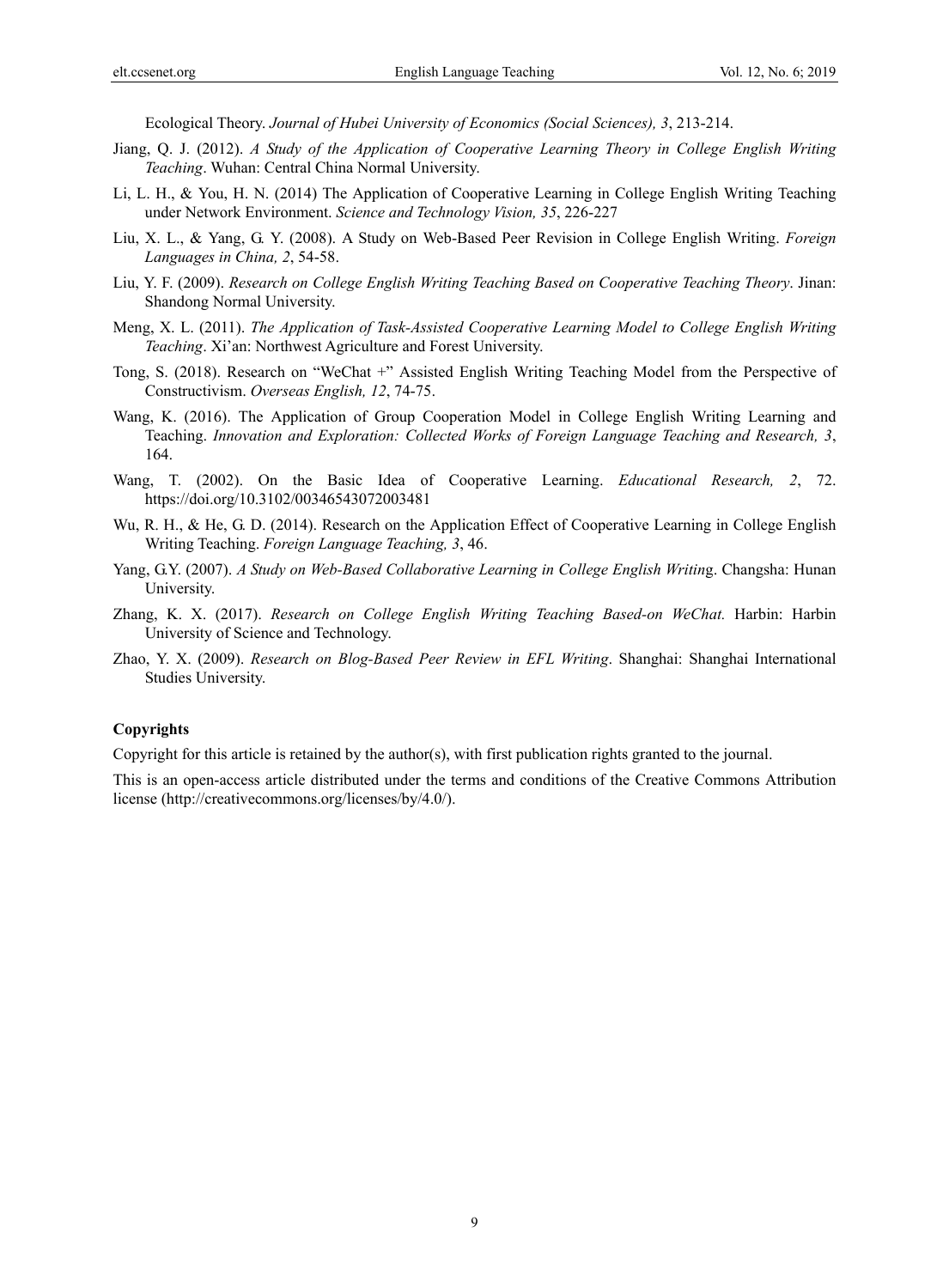Ecological Theory. *Journal of Hubei University of Economics (Social Sciences), 3*, 213-214.

Jiang, Q. J. (2012). *A Study of the Application of Cooperative Learning Theory in College English Writing Teaching*. Wuhan: Central China Normal University.

Li, L. H., & You, H. N. (2014) The Application of Cooperative Learning in College English Writing Teaching under Network Environment. *Science and Technology Vision, 35*, 226-227

Liu, X. L., & Yang, G. Y. (2008). A Study on Web-Based Peer Revision in College English Writing. *Foreign Languages in China, 2*, 54-58.

Liu, Y. F. (2009). *Research on College English Writing Teaching Based on Cooperative Teaching Theory*. Jinan: Shandong Normal University.

Meng, X. L. (2011). *The Application of Task-Assisted Cooperative Learning Model to College English Writing Teaching*. Xi'an: Northwest Agriculture and Forest University.

Tong, S. (2018). Research on "WeChat +" Assisted English Writing Teaching Model from the Perspective of Constructivism. *Overseas English, 12*, 74-75.

Wang, K. (2016). The Application of Group Cooperation Model in College English Writing Learning and Teaching. *Innovation and Exploration: Collected Works of Foreign Language Teaching and Research, 3*, 164.

Wang, T. (2002). On the Basic Idea of Cooperative Learning. *Educational Research, 2*, 72. https://doi.org/10.3102/00346543072003481

Wu, R. H., & He, G. D. (2014). Research on the Application Effect of Cooperative Learning in College English Writing Teaching. *Foreign Language Teaching, 3*, 46.

Yang, G.Y. (2007). *A Study on Web-Based Collaborative Learning in College English Writin*g. Changsha: Hunan University.

Zhang, K. X. (2017). *Research on College English Writing Teaching Based-on WeChat.* Harbin: Harbin University of Science and Technology.

Zhao, Y. X. (2009). *Research on Blog-Based Peer Review in EFL Writing*. Shanghai: Shanghai International Studies University.

**Copyrights**

Copyright for this article is retained by the author(s), with first publication rights granted to the journal.

This is an open-access article distributed under the terms and conditions of the Creative Commons Attribution license (http://creativecommons.org/licenses/by/4.0/).